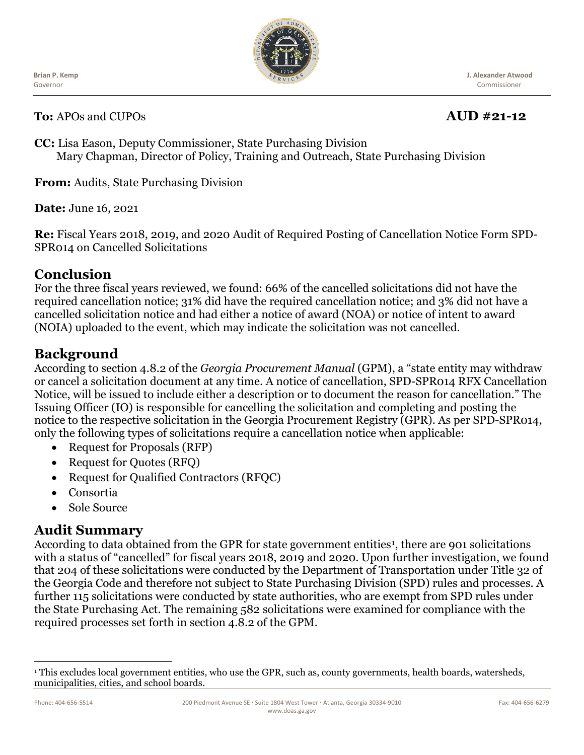Brian P. Kemp
Governor

J. Alexander Atwood
Commissioner

**To:** APOs and CUPOs **AUD #21-12**

**CC:** Lisa Eason, Deputy Commissioner, State Purchasing Division
Mary Chapman, Director of Policy, Training and Outreach, State Purchasing Division

**From:** Audits, State Purchasing Division

**Date:** June 16, 2021

**Re:** Fiscal Years 2018, 2019, and 2020 Audit of Required Posting of Cancellation Notice Form SPD-SPR014 on Cancelled Solicitations

## Conclusion

For the three fiscal years reviewed, we found: 66% of the cancelled solicitations did not have the required cancellation notice; 31% did have the required cancellation notice; and 3% did not have a cancelled solicitation notice and had either a notice of award (NOA) or notice of intent to award (NOIA) uploaded to the event, which may indicate the solicitation was not cancelled.

## Background

According to section 4.8.2 of the *Georgia Procurement Manual* (GPM), a "state entity may withdraw or cancel a solicitation document at any time. A notice of cancellation, SPD-SPR014 RFX Cancellation Notice, will be issued to include either a description or to document the reason for cancellation." The Issuing Officer (IO) is responsible for cancelling the solicitation and completing and posting the notice to the respective solicitation in the Georgia Procurement Registry (GPR). As per SPD-SPR014, only the following types of solicitations require a cancellation notice when applicable:

- Request for Proposals (RFP)
- Request for Quotes (RFQ)
- Request for Qualified Contractors (RFQC)
- Consortia
- Sole Source

## Audit Summary

According to data obtained from the GPR for state government entities[1], there are 901 solicitations with a status of "cancelled" for fiscal years 2018, 2019 and 2020. Upon further investigation, we found that 204 of these solicitations were conducted by the Department of Transportation under Title 32 of the Georgia Code and therefore not subject to State Purchasing Division (SPD) rules and processes. A further 115 solicitations were conducted by state authorities, who are exempt from SPD rules under the State Purchasing Act. The remaining 582 solicitations were examined for compliance with the required processes set forth in section 4.8.2 of the GPM.

[1] This excludes local government entities, who use the GPR, such as, county governments, health boards, watersheds, municipalities, cities, and school boards.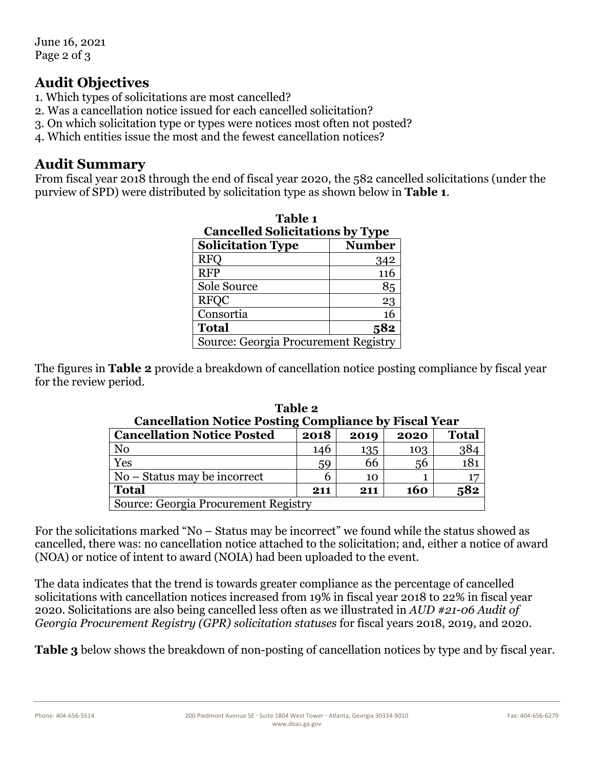June 16, 2021

## Audit Objectives

1. Which types of solicitations are most cancelled?
2. Was a cancellation notice issued for each cancelled solicitation?
3. On which solicitation type or types were notices most often not posted?
4. Which entities issue the most and the fewest cancellation notices?

## Audit Summary

From fiscal year 2018 through the end of fiscal year 2020, the 582 cancelled solicitations (under the purview of SPD) were distributed by solicitation type as shown below in **Table 1**.

**Table 1**
**Cancelled Solicitations by Type**

| Solicitation Type | Number |
|---|---|
| RFQ | 342 |
| RFP | 116 |
| Sole Source | 85 |
| RFQC | 23 |
| Consortia | 16 |
| **Total** | **582** |
| Source: Georgia Procurement Registry | |

The figures in **Table 2** provide a breakdown of cancellation notice posting compliance by fiscal year for the review period.

**Table 2**
**Cancellation Notice Posting Compliance by Fiscal Year**

| Cancellation Notice Posted | 2018 | 2019 | 2020 | Total |
|---|---|---|---|---|
| No | 146 | 135 | 103 | 384 |
| Yes | 59 | 66 | 56 | 181 |
| No – Status may be incorrect | 6 | 10 | 1 | 17 |
| **Total** | **211** | **211** | **160** | **582** |
| Source: Georgia Procurement Registry | | | | |

For the solicitations marked "No – Status may be incorrect" we found while the status showed as cancelled, there was: no cancellation notice attached to the solicitation; and, either a notice of award (NOA) or notice of intent to award (NOIA) had been uploaded to the event.

The data indicates that the trend is towards greater compliance as the percentage of cancelled solicitations with cancellation notices increased from 19% in fiscal year 2018 to 22% in fiscal year 2020. Solicitations are also being cancelled less often as we illustrated in *AUD #21-06 Audit of Georgia Procurement Registry (GPR) solicitation statuses* for fiscal years 2018, 2019, and 2020.

**Table 3** below shows the breakdown of non-posting of cancellation notices by type and by fiscal year.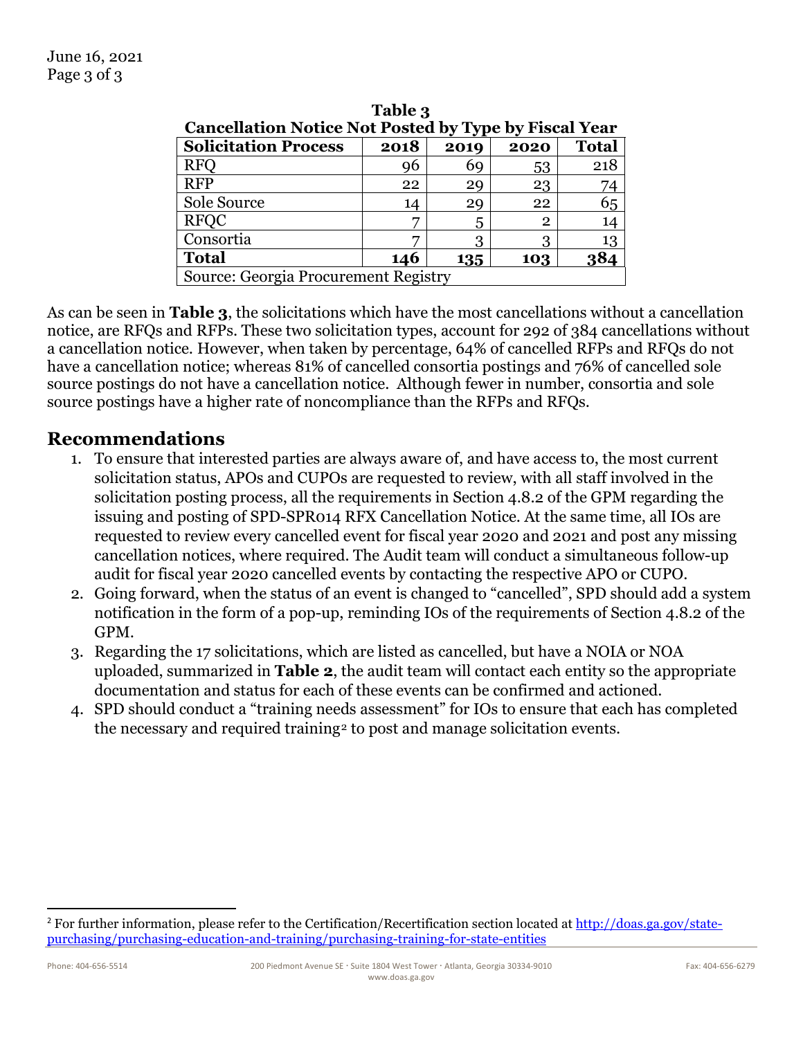**Table 3**
**Cancellation Notice Not Posted by Type by Fiscal Year**

| Solicitation Process | 2018 | 2019 | 2020 | Total |
|---|---|---|---|---|
| RFQ | 96 | 69 | 53 | 218 |
| RFP | 22 | 29 | 23 | 74 |
| Sole Source | 14 | 29 | 22 | 65 |
| RFQC | 7 | 5 | 2 | 14 |
| Consortia | 7 | 3 | 3 | 13 |
| **Total** | **146** | **135** | **103** | **384** |
| Source: Georgia Procurement Registry | | | | |

As can be seen in **Table 3**, the solicitations which have the most cancellations without a cancellation notice, are RFQs and RFPs. These two solicitation types, account for 292 of 384 cancellations without a cancellation notice. However, when taken by percentage, 64% of cancelled RFPs and RFQs do not have a cancellation notice; whereas 81% of cancelled consortia postings and 76% of cancelled sole source postings do not have a cancellation notice. Although fewer in number, consortia and sole source postings have a higher rate of noncompliance than the RFPs and RFQs.

## Recommendations

1. To ensure that interested parties are always aware of, and have access to, the most current solicitation status, APOs and CUPOs are requested to review, with all staff involved in the solicitation posting process, all the requirements in Section 4.8.2 of the GPM regarding the issuing and posting of SPD-SPR014 RFX Cancellation Notice. At the same time, all IOs are requested to review every cancelled event for fiscal year 2020 and 2021 and post any missing cancellation notices, where required. The Audit team will conduct a simultaneous follow-up audit for fiscal year 2020 cancelled events by contacting the respective APO or CUPO.
2. Going forward, when the status of an event is changed to "cancelled", SPD should add a system notification in the form of a pop-up, reminding IOs of the requirements of Section 4.8.2 of the GPM.
3. Regarding the 17 solicitations, which are listed as cancelled, but have a NOIA or NOA uploaded, summarized in **Table 2**, the audit team will contact each entity so the appropriate documentation and status for each of these events can be confirmed and actioned.
4. SPD should conduct a "training needs assessment" for IOs to ensure that each has completed the necessary and required training[2] to post and manage solicitation events.

[2] For further information, please refer to the Certification/Recertification section located at http://doas.ga.gov/state-purchasing/purchasing-education-and-training/purchasing-training-for-state-entities